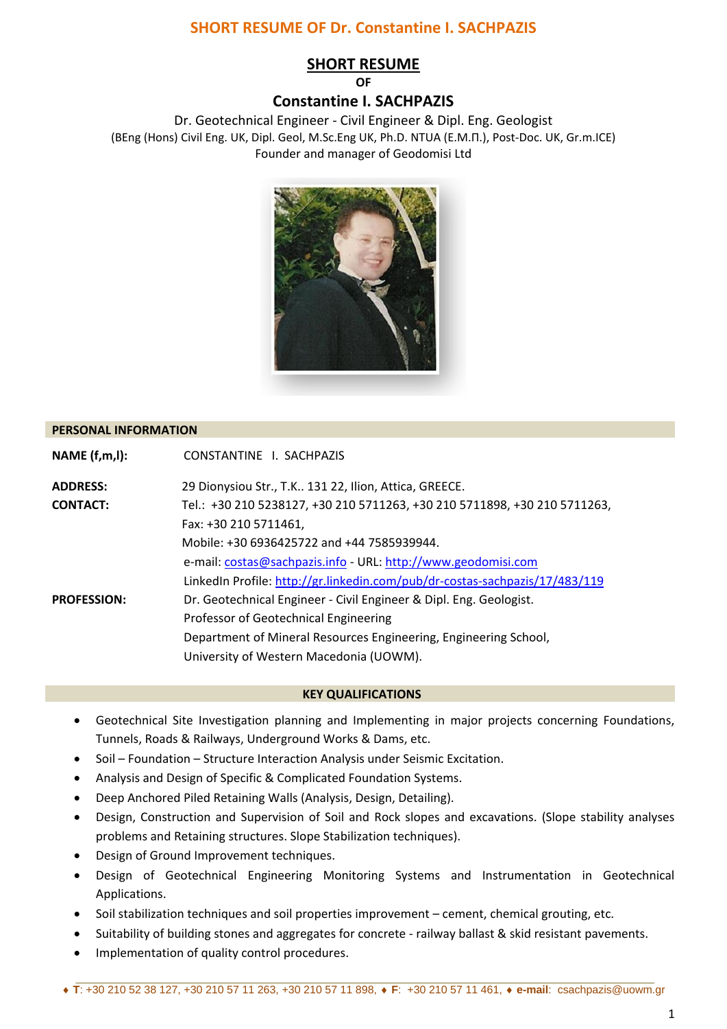# SHORT RESUME OF Dr. Constantine I. SACHPAZIS

## SHORT RESUME

**OF**

## Constantine I. SACHPAZIS

Dr. Geotechnical Engineer - Civil Engineer & Dipl. Eng. Geologist

(BEng (Hons) Civil Eng. UK, Dipl. Geol, M.Sc.Eng UK, Ph.D. NTUA (Ε.Μ.Π.), Post-Doc. UK, Gr.m.ICE)

Founder and manager of Geodomisi Ltd

### PERSONAL INFORMATION

**NAME (f,m,l):** CONSTANTINE I. SACHPAZIS

**ADDRESS:** 29 Dionysiou Str., T.K.. 131 22, Ilion, Attica, GREECE.

**CONTACT:** Tel.: +30 210 5238127, +30 210 5711263, +30 210 5711898, +30 210 5711263,
Fax: +30 210 5711461,
Mobile: +30 6936425722 and +44 7585939944.
e-mail: costas@sachpazis.info - URL: http://www.geodomisi.com
LinkedIn Profile: http://gr.linkedin.com/pub/dr-costas-sachpazis/17/483/119

**PROFESSION:** Dr. Geotechnical Engineer - Civil Engineer & Dipl. Eng. Geologist.
Professor of Geotechnical Engineering
Department of Mineral Resources Engineering, Engineering School,
University of Western Macedonia (UOWM).

### KEY QUALIFICATIONS

- Geotechnical Site Investigation planning and Implementing in major projects concerning Foundations, Tunnels, Roads & Railways, Underground Works & Dams, etc.
- Soil – Foundation – Structure Interaction Analysis under Seismic Excitation.
- Analysis and Design of Specific & Complicated Foundation Systems.
- Deep Anchored Piled Retaining Walls (Analysis, Design, Detailing).
- Design, Construction and Supervision of Soil and Rock slopes and excavations. (Slope stability analyses problems and Retaining structures. Slope Stabilization techniques).
- Design of Ground Improvement techniques.
- Design of Geotechnical Engineering Monitoring Systems and Instrumentation in Geotechnical Applications.
- Soil stabilization techniques and soil properties improvement – cement, chemical grouting, etc.
- Suitability of building stones and aggregates for concrete - railway ballast & skid resistant pavements.
- Implementation of quality control procedures.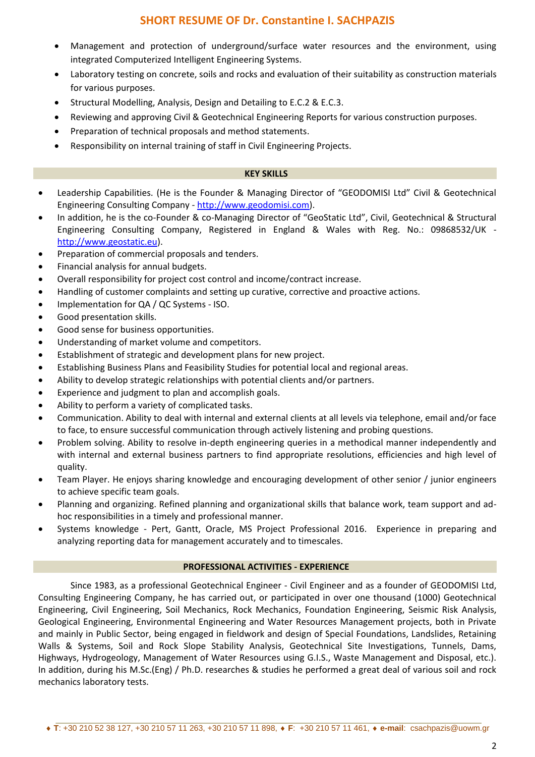- Management and protection of underground/surface water resources and the environment, using integrated Computerized Intelligent Engineering Systems.
- Laboratory testing on concrete, soils and rocks and evaluation of their suitability as construction materials for various purposes.
- Structural Modelling, Analysis, Design and Detailing to E.C.2 & E.C.3.
- Reviewing and approving Civil & Geotechnical Engineering Reports for various construction purposes.
- Preparation of technical proposals and method statements.
- Responsibility on internal training of staff in Civil Engineering Projects.

## KEY SKILLS

- Leadership Capabilities. (He is the Founder & Managing Director of "GEODOMISI Ltd" Civil & Geotechnical Engineering Consulting Company - http://www.geodomisi.com).
- In addition, he is the co-Founder & co-Managing Director of "GeoStatic Ltd", Civil, Geotechnical & Structural Engineering Consulting Company, Registered in England & Wales with Reg. No.: 09868532/UK - http://www.geostatic.eu).
- Preparation of commercial proposals and tenders.
- Financial analysis for annual budgets.
- Overall responsibility for project cost control and income/contract increase.
- Handling of customer complaints and setting up curative, corrective and proactive actions.
- Implementation for QA / QC Systems - ISO.
- Good presentation skills.
- Good sense for business opportunities.
- Understanding of market volume and competitors.
- Establishment of strategic and development plans for new project.
- Establishing Business Plans and Feasibility Studies for potential local and regional areas.
- Ability to develop strategic relationships with potential clients and/or partners.
- Experience and judgment to plan and accomplish goals.
- Ability to perform a variety of complicated tasks.
- Communication. Ability to deal with internal and external clients at all levels via telephone, email and/or face to face, to ensure successful communication through actively listening and probing questions.
- Problem solving. Ability to resolve in-depth engineering queries in a methodical manner independently and with internal and external business partners to find appropriate resolutions, efficiencies and high level of quality.
- Team Player. He enjoys sharing knowledge and encouraging development of other senior / junior engineers to achieve specific team goals.
- Planning and organizing. Refined planning and organizational skills that balance work, team support and ad-hoc responsibilities in a timely and professional manner.
- Systems knowledge - Pert, Gantt, Oracle, MS Project Professional 2016. Experience in preparing and analyzing reporting data for management accurately and to timescales.

## PROFESSIONAL ACTIVITIES - EXPERIENCE

Since 1983, as a professional Geotechnical Engineer - Civil Engineer and as a founder of GEODOMISI Ltd, Consulting Engineering Company, he has carried out, or participated in over one thousand (1000) Geotechnical Engineering, Civil Engineering, Soil Mechanics, Rock Mechanics, Foundation Engineering, Seismic Risk Analysis, Geological Engineering, Environmental Engineering and Water Resources Management projects, both in Private and mainly in Public Sector, being engaged in fieldwork and design of Special Foundations, Landslides, Retaining Walls & Systems, Soil and Rock Slope Stability Analysis, Geotechnical Site Investigations, Tunnels, Dams, Highways, Hydrogeology, Management of Water Resources using G.I.S., Waste Management and Disposal, etc.). In addition, during his M.Sc.(Eng) / Ph.D. researches & studies he performed a great deal of various soil and rock mechanics laboratory tests.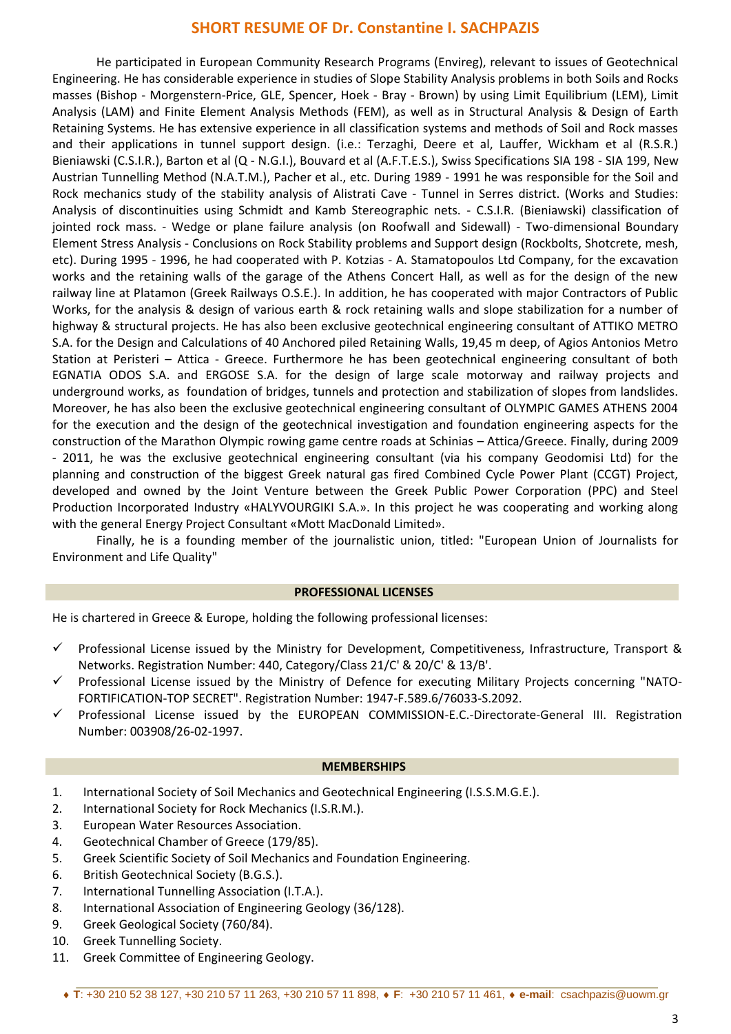## SHORT RESUME OF Dr. Constantine I. SACHPAZIS

He participated in European Community Research Programs (Envireg), relevant to issues of Geotechnical Engineering. He has considerable experience in studies of Slope Stability Analysis problems in both Soils and Rocks masses (Bishop - Morgenstern-Price, GLE, Spencer, Hoek - Bray - Brown) by using Limit Equilibrium (LEM), Limit Analysis (LAM) and Finite Element Analysis Methods (FEM), as well as in Structural Analysis & Design of Earth Retaining Systems. He has extensive experience in all classification systems and methods of Soil and Rock masses and their applications in tunnel support design. (i.e.: Terzaghi, Deere et al, Lauffer, Wickham et al (R.S.R.) Bieniawski (C.S.I.R.), Barton et al (Q - N.G.I.), Bouvard et al (A.F.T.E.S.), Swiss Specifications SIA 198 - SIA 199, New Austrian Tunnelling Method (N.A.T.M.), Pacher et al., etc. During 1989 - 1991 he was responsible for the Soil and Rock mechanics study of the stability analysis of Alistrati Cave - Tunnel in Serres district. (Works and Studies: Analysis of discontinuities using Schmidt and Kamb Stereographic nets. - C.S.I.R. (Bieniawski) classification of jointed rock mass. - Wedge or plane failure analysis (on Roofwall and Sidewall) - Two-dimensional Boundary Element Stress Analysis - Conclusions on Rock Stability problems and Support design (Rockbolts, Shotcrete, mesh, etc). During 1995 - 1996, he had cooperated with P. Kotzias - A. Stamatopoulos Ltd Company, for the excavation works and the retaining walls of the garage of the Athens Concert Hall, as well as for the design of the new railway line at Platamon (Greek Railways O.S.E.). In addition, he has cooperated with major Contractors of Public Works, for the analysis & design of various earth & rock retaining walls and slope stabilization for a number of highway & structural projects. He has also been exclusive geotechnical engineering consultant of ATTIKO METRO S.A. for the Design and Calculations of 40 Anchored piled Retaining Walls, 19,45 m deep, of Agios Antonios Metro Station at Peristeri – Attica - Greece. Furthermore he has been geotechnical engineering consultant of both EGNATIA ODOS S.A. and ERGOSE S.A. for the design of large scale motorway and railway projects and underground works, as foundation of bridges, tunnels and protection and stabilization of slopes from landslides. Moreover, he has also been the exclusive geotechnical engineering consultant of OLYMPIC GAMES ATHENS 2004 for the execution and the design of the geotechnical investigation and foundation engineering aspects for the construction of the Marathon Olympic rowing game centre roads at Schinias – Attica/Greece. Finally, during 2009 - 2011, he was the exclusive geotechnical engineering consultant (via his company Geodomisi Ltd) for the planning and construction of the biggest Greek natural gas fired Combined Cycle Power Plant (CCGT) Project, developed and owned by the Joint Venture between the Greek Public Power Corporation (PPC) and Steel Production Incorporated Industry «HALYVOURGIKI S.A.». In this project he was cooperating and working along with the general Energy Project Consultant «Mott MacDonald Limited».

Finally, he is a founding member of the journalistic union, titled: "European Union of Journalists for Environment and Life Quality"

### PROFESSIONAL LICENSES

He is chartered in Greece & Europe, holding the following professional licenses:

- ✓ Professional License issued by the Ministry for Development, Competitiveness, Infrastructure, Transport & Networks. Registration Number: 440, Category/Class 21/C' & 20/C' & 13/B'.
- ✓ Professional License issued by the Ministry of Defence for executing Military Projects concerning "NATO-FORTIFICATION-TOP SECRET". Registration Number: 1947-F.589.6/76033-S.2092.
- ✓ Professional License issued by the EUROPEAN COMMISSION-E.C.-Directorate-General III. Registration Number: 003908/26-02-1997.

### MEMBERSHIPS

1. International Society of Soil Mechanics and Geotechnical Engineering (I.S.S.M.G.E.).
2. International Society for Rock Mechanics (I.S.R.M.).
3. European Water Resources Association.
4. Geotechnical Chamber of Greece (179/85).
5. Greek Scientific Society of Soil Mechanics and Foundation Engineering.
6. British Geotechnical Society (B.G.S.).
7. International Tunnelling Association (I.T.A.).
8. International Association of Engineering Geology (36/128).
9. Greek Geological Society (760/84).
10. Greek Tunnelling Society.
11. Greek Committee of Engineering Geology.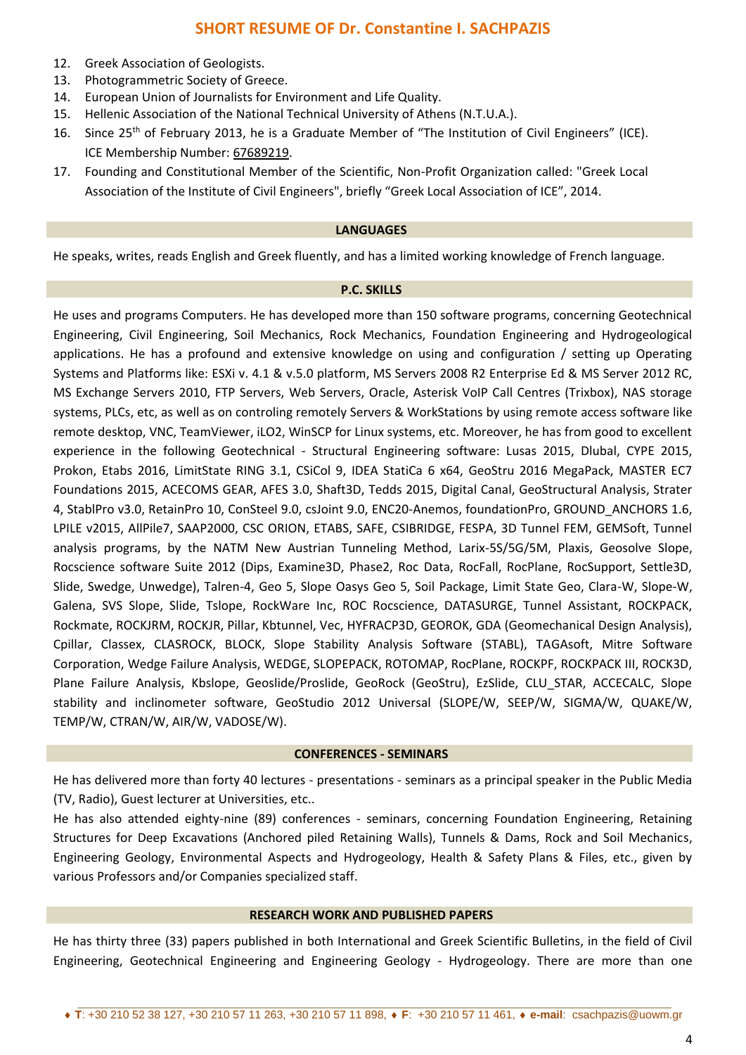12. Greek Association of Geologists.
13. Photogrammetric Society of Greece.
14. European Union of Journalists for Environment and Life Quality.
15. Hellenic Association of the National Technical University of Athens (N.T.U.A.).
16. Since 25th of February 2013, he is a Graduate Member of "The Institution of Civil Engineers" (ICE). ICE Membership Number: 67689219.
17. Founding and Constitutional Member of the Scientific, Non-Profit Organization called: "Greek Local Association of the Institute of Civil Engineers", briefly "Greek Local Association of ICE", 2014.

## LANGUAGES

He speaks, writes, reads English and Greek fluently, and has a limited working knowledge of French language.

## P.C. SKILLS

He uses and programs Computers. He has developed more than 150 software programs, concerning Geotechnical Engineering, Civil Engineering, Soil Mechanics, Rock Mechanics, Foundation Engineering and Hydrogeological applications. He has a profound and extensive knowledge on using and configuration / setting up Operating Systems and Platforms like: ESXi v. 4.1 & v.5.0 platform, MS Servers 2008 R2 Enterprise Ed & MS Server 2012 RC, MS Exchange Servers 2010, FTP Servers, Web Servers, Oracle, Asterisk VoIP Call Centres (Trixbox), NAS storage systems, PLCs, etc, as well as on controling remotely Servers & WorkStations by using remote access software like remote desktop, VNC, TeamViewer, iLO2, WinSCP for Linux systems, etc. Moreover, he has from good to excellent experience in the following Geotechnical - Structural Engineering software: Lusas 2015, Dlubal, CYPE 2015, Prokon, Etabs 2016, LimitState RING 3.1, CSiCol 9, IDEA StatiCa 6 x64, GeoStru 2016 MegaPack, MASTER EC7 Foundations 2015, ACECOMS GEAR, AFES 3.0, Shaft3D, Tedds 2015, Digital Canal, GeoStructural Analysis, Strater 4, StablPro v3.0, RetainPro 10, ConSteel 9.0, csJoint 9.0, ENC20-Anemos, foundationPro, GROUND_ANCHORS 1.6, LPILE v2015, AllPile7, SAAP2000, CSC ORION, ETABS, SAFE, CSIBRIDGE, FESPA, 3D Tunnel FEM, GEMSoft, Tunnel analysis programs, by the NATM New Austrian Tunneling Method, Larix-5S/5G/5M, Plaxis, Geosolve Slope, Rocscience software Suite 2012 (Dips, Examine3D, Phase2, Roc Data, RocFall, RocPlane, RocSupport, Settle3D, Slide, Swedge, Unwedge), Talren-4, Geo 5, Slope Oasys Geo 5, Soil Package, Limit State Geo, Clara-W, Slope-W, Galena, SVS Slope, Slide, Tslope, RockWare Inc, ROC Rocscience, DATASURGE, Tunnel Assistant, ROCKPACK, Rockmate, ROCKJRM, ROCKJR, Pillar, Kbtunnel, Vec, HYFRACP3D, GEOROK, GDA (Geomechanical Design Analysis), Cpillar, Classex, CLASROCK, BLOCK, Slope Stability Analysis Software (STABL), TAGAsoft, Mitre Software Corporation, Wedge Failure Analysis, WEDGE, SLOPEPACK, ROTOMAP, RocPlane, ROCKPF, ROCKPACK III, ROCK3D, Plane Failure Analysis, Kbslope, Geoslide/Proslide, GeoRock (GeoStru), EzSlide, CLU_STAR, ACCECALC, Slope stability and inclinometer software, GeoStudio 2012 Universal (SLOPE/W, SEEP/W, SIGMA/W, QUAKE/W, TEMP/W, CTRAN/W, AIR/W, VADOSE/W).

## CONFERENCES - SEMINARS

He has delivered more than forty 40 lectures - presentations - seminars as a principal speaker in the Public Media (TV, Radio), Guest lecturer at Universities, etc..

He has also attended eighty-nine (89) conferences - seminars, concerning Foundation Engineering, Retaining Structures for Deep Excavations (Anchored piled Retaining Walls), Tunnels & Dams, Rock and Soil Mechanics, Engineering Geology, Environmental Aspects and Hydrogeology, Health & Safety Plans & Files, etc., given by various Professors and/or Companies specialized staff.

## RESEARCH WORK AND PUBLISHED PAPERS

He has thirty three (33) papers published in both International and Greek Scientific Bulletins, in the field of Civil Engineering, Geotechnical Engineering and Engineering Geology - Hydrogeology. There are more than one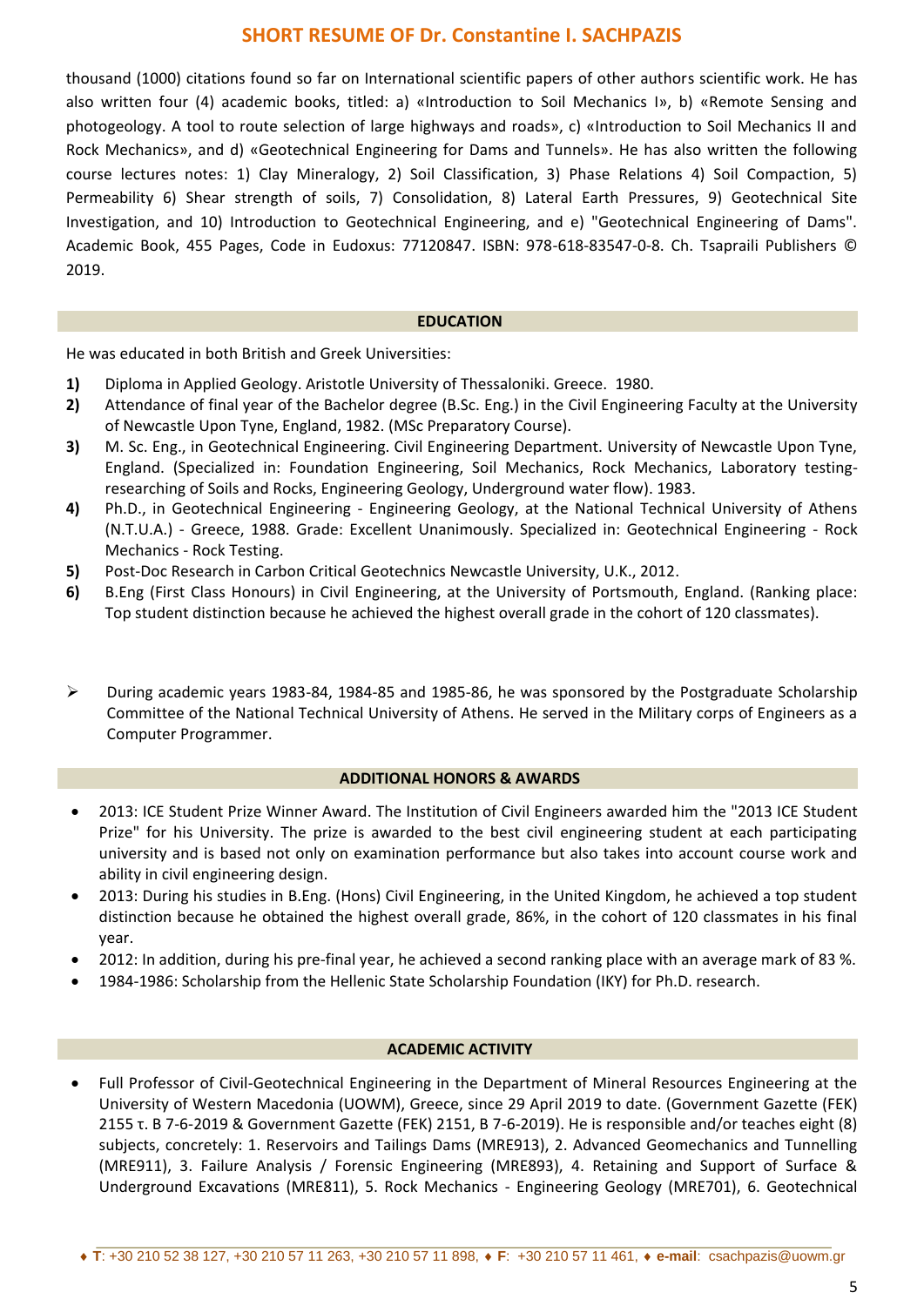thousand (1000) citations found so far on International scientific papers of other authors scientific work. He has also written four (4) academic books, titled: a) «Introduction to Soil Mechanics I», b) «Remote Sensing and photogeology. A tool to route selection of large highways and roads», c) «Introduction to Soil Mechanics II and Rock Mechanics», and d) «Geotechnical Engineering for Dams and Tunnels». He has also written the following course lectures notes: 1) Clay Mineralogy, 2) Soil Classification, 3) Phase Relations 4) Soil Compaction, 5) Permeability 6) Shear strength of soils, 7) Consolidation, 8) Lateral Earth Pressures, 9) Geotechnical Site Investigation, and 10) Introduction to Geotechnical Engineering, and e) "Geotechnical Engineering of Dams". Academic Book, 455 Pages, Code in Eudoxus: 77120847. ISBN: 978-618-83547-0-8. Ch. Tsapraili Publishers © 2019.

## EDUCATION

He was educated in both British and Greek Universities:

1) Diploma in Applied Geology. Aristotle University of Thessaloniki. Greece. 1980.
2) Attendance of final year of the Bachelor degree (B.Sc. Eng.) in the Civil Engineering Faculty at the University of Newcastle Upon Tyne, England, 1982. (MSc Preparatory Course).
3) M. Sc. Eng., in Geotechnical Engineering. Civil Engineering Department. University of Newcastle Upon Tyne, England. (Specialized in: Foundation Engineering, Soil Mechanics, Rock Mechanics, Laboratory testing-researching of Soils and Rocks, Engineering Geology, Underground water flow). 1983.
4) Ph.D., in Geotechnical Engineering - Engineering Geology, at the National Technical University of Athens (N.T.U.A.) - Greece, 1988. Grade: Excellent Unanimously. Specialized in: Geotechnical Engineering - Rock Mechanics - Rock Testing.
5) Post-Doc Research in Carbon Critical Geotechnics Newcastle University, U.K., 2012.
6) B.Eng (First Class Honours) in Civil Engineering, at the University of Portsmouth, England. (Ranking place: Top student distinction because he achieved the highest overall grade in the cohort of 120 classmates).

- During academic years 1983-84, 1984-85 and 1985-86, he was sponsored by the Postgraduate Scholarship Committee of the National Technical University of Athens. He served in the Military corps of Engineers as a Computer Programmer.

## ADDITIONAL HONORS & AWARDS

- 2013: ICE Student Prize Winner Award. The Institution of Civil Engineers awarded him the "2013 ICE Student Prize" for his University. The prize is awarded to the best civil engineering student at each participating university and is based not only on examination performance but also takes into account course work and ability in civil engineering design.
- 2013: During his studies in B.Eng. (Hons) Civil Engineering, in the United Kingdom, he achieved a top student distinction because he obtained the highest overall grade, 86%, in the cohort of 120 classmates in his final year.
- 2012: In addition, during his pre-final year, he achieved a second ranking place with an average mark of 83 %.
- 1984-1986: Scholarship from the Hellenic State Scholarship Foundation (IKY) for Ph.D. research.

## ACADEMIC ACTIVITY

- Full Professor of Civil-Geotechnical Engineering in the Department of Mineral Resources Engineering at the University of Western Macedonia (UOWM), Greece, since 29 April 2019 to date. (Government Gazette (FEK) 2155 τ. Β 7-6-2019 & Government Gazette (FEK) 2151, Β 7-6-2019). He is responsible and/or teaches eight (8) subjects, concretely: 1. Reservoirs and Tailings Dams (MRE913), 2. Advanced Geomechanics and Tunnelling (MRE911), 3. Failure Analysis / Forensic Engineering (MRE893), 4. Retaining and Support of Surface & Underground Excavations (MRE811), 5. Rock Mechanics - Engineering Geology (MRE701), 6. Geotechnical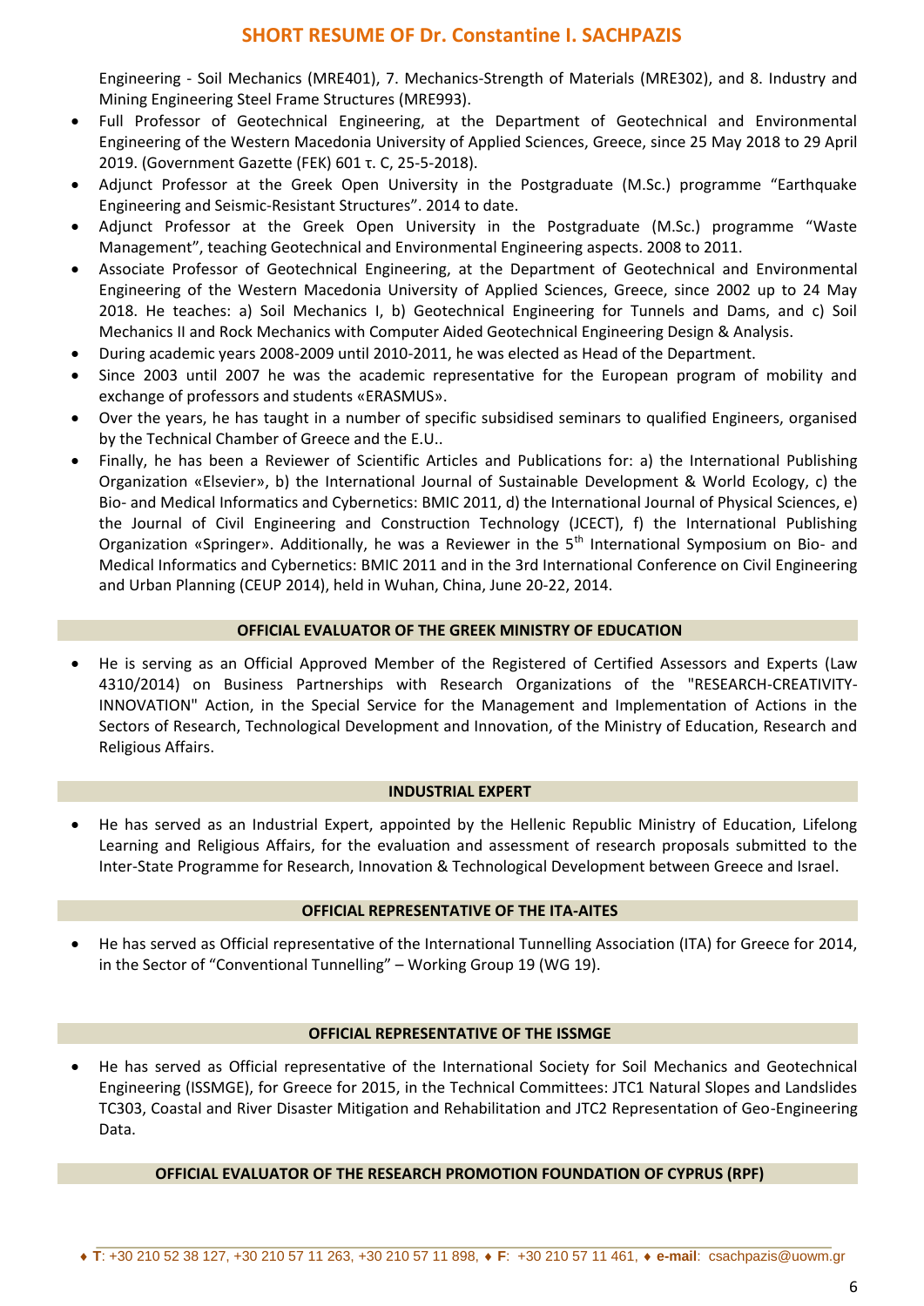Engineering - Soil Mechanics (MRE401), 7. Mechanics-Strength of Materials (MRE302), and 8. Industry and Mining Engineering Steel Frame Structures (MRE993).

- Full Professor of Geotechnical Engineering, at the Department of Geotechnical and Environmental Engineering of the Western Macedonia University of Applied Sciences, Greece, since 25 May 2018 to 29 April 2019. (Government Gazette (FEK) 601 τ. C, 25-5-2018).
- Adjunct Professor at the Greek Open University in the Postgraduate (M.Sc.) programme “Earthquake Engineering and Seismic-Resistant Structures”. 2014 to date.
- Adjunct Professor at the Greek Open University in the Postgraduate (M.Sc.) programme “Waste Management”, teaching Geotechnical and Environmental Engineering aspects. 2008 to 2011.
- Associate Professor of Geotechnical Engineering, at the Department of Geotechnical and Environmental Engineering of the Western Macedonia University of Applied Sciences, Greece, since 2002 up to 24 May 2018. He teaches: a) Soil Mechanics I, b) Geotechnical Engineering for Tunnels and Dams, and c) Soil Mechanics II and Rock Mechanics with Computer Aided Geotechnical Engineering Design & Analysis.
- During academic years 2008-2009 until 2010-2011, he was elected as Head of the Department.
- Since 2003 until 2007 he was the academic representative for the European program of mobility and exchange of professors and students «ERASMUS».
- Over the years, he has taught in a number of specific subsidised seminars to qualified Engineers, organised by the Technical Chamber of Greece and the E.U..
- Finally, he has been a Reviewer of Scientific Articles and Publications for: a) the International Publishing Organization «Elsevier», b) the International Journal of Sustainable Development & World Ecology, c) the Bio- and Medical Informatics and Cybernetics: BMIC 2011, d) the International Journal of Physical Sciences, e) the Journal of Civil Engineering and Construction Technology (JCECT), f) the International Publishing Organization «Springer». Additionally, he was a Reviewer in the 5th International Symposium on Bio- and Medical Informatics and Cybernetics: BMIC 2011 and in the 3rd International Conference on Civil Engineering and Urban Planning (CEUP 2014), held in Wuhan, China, June 20-22, 2014.

## OFFICIAL EVALUATOR OF THE GREEK MINISTRY OF EDUCATION

- He is serving as an Official Approved Member of the Registered of Certified Assessors and Experts (Law 4310/2014) on Business Partnerships with Research Organizations of the "RESEARCH-CREATIVITY-INNOVATION" Action, in the Special Service for the Management and Implementation of Actions in the Sectors of Research, Technological Development and Innovation, of the Ministry of Education, Research and Religious Affairs.

## INDUSTRIAL EXPERT

- He has served as an Industrial Expert, appointed by the Hellenic Republic Ministry of Education, Lifelong Learning and Religious Affairs, for the evaluation and assessment of research proposals submitted to the Inter-State Programme for Research, Innovation & Technological Development between Greece and Israel.

## OFFICIAL REPRESENTATIVE OF THE ITA-AITES

- He has served as Official representative of the International Tunnelling Association (ITA) for Greece for 2014, in the Sector of “Conventional Tunnelling” – Working Group 19 (WG 19).

## OFFICIAL REPRESENTATIVE OF THE ISSMGE

- He has served as Official representative of the International Society for Soil Mechanics and Geotechnical Engineering (ISSMGE), for Greece for 2015, in the Technical Committees: JTC1 Natural Slopes and Landslides TC303, Coastal and River Disaster Mitigation and Rehabilitation and JTC2 Representation of Geo-Engineering Data.

## OFFICIAL EVALUATOR OF THE RESEARCH PROMOTION FOUNDATION OF CYPRUS (RPF)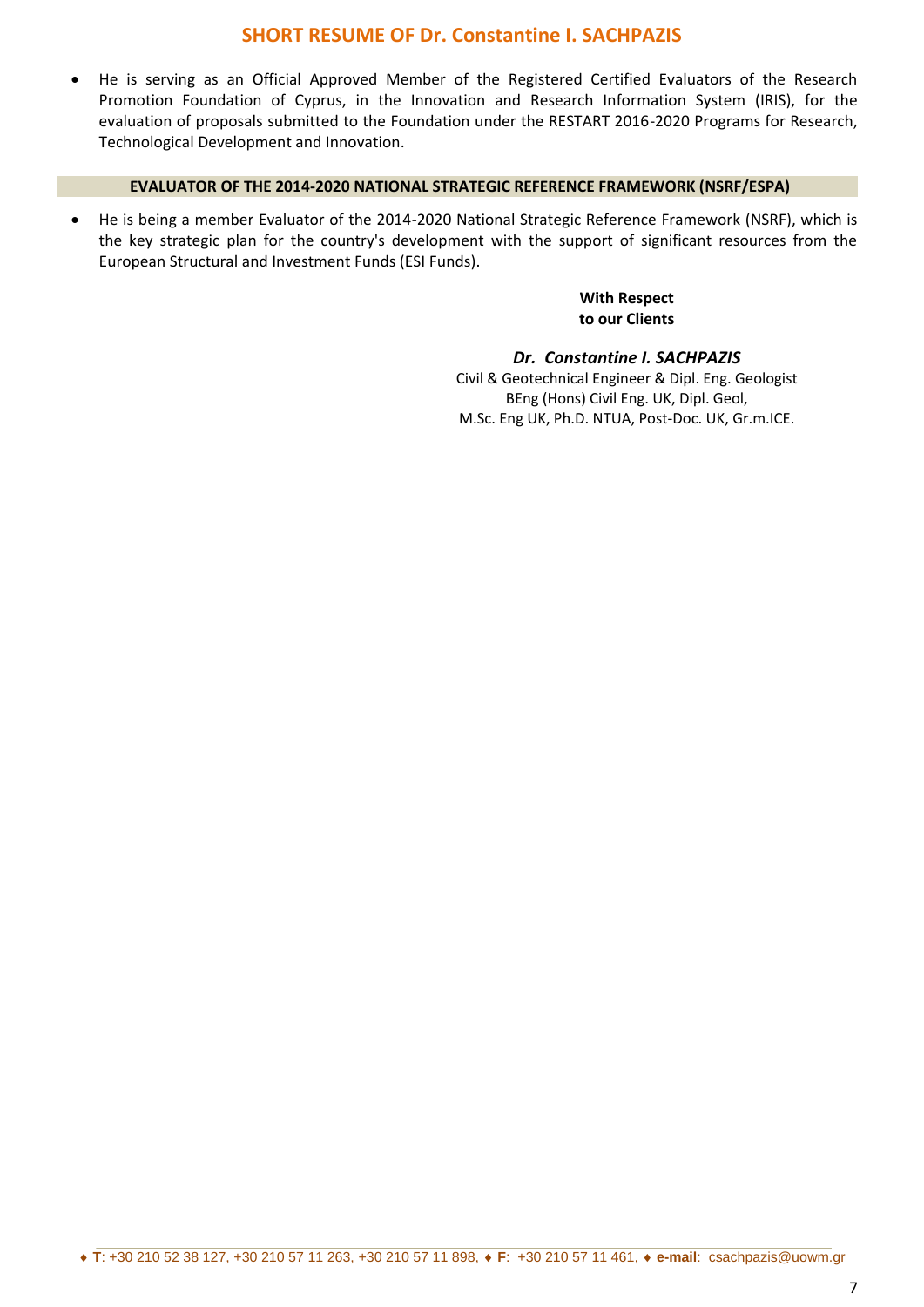- He is serving as an Official Approved Member of the Registered Certified Evaluators of the Research Promotion Foundation of Cyprus, in the Innovation and Research Information System (IRIS), for the evaluation of proposals submitted to the Foundation under the RESTART 2016-2020 Programs for Research, Technological Development and Innovation.

## EVALUATOR OF THE 2014-2020 NATIONAL STRATEGIC REFERENCE FRAMEWORK (NSRF/ESPA)

- He is being a member Evaluator of the 2014-2020 National Strategic Reference Framework (NSRF), which is the key strategic plan for the country's development with the support of significant resources from the European Structural and Investment Funds (ESI Funds).

**With Respect**
**to our Clients**

***Dr. Constantine I. SACHPAZIS***
Civil & Geotechnical Engineer & Dipl. Eng. Geologist
BEng (Hons) Civil Eng. UK, Dipl. Geol,
M.Sc. Eng UK, Ph.D. NTUA, Post-Doc. UK, Gr.m.ICE.